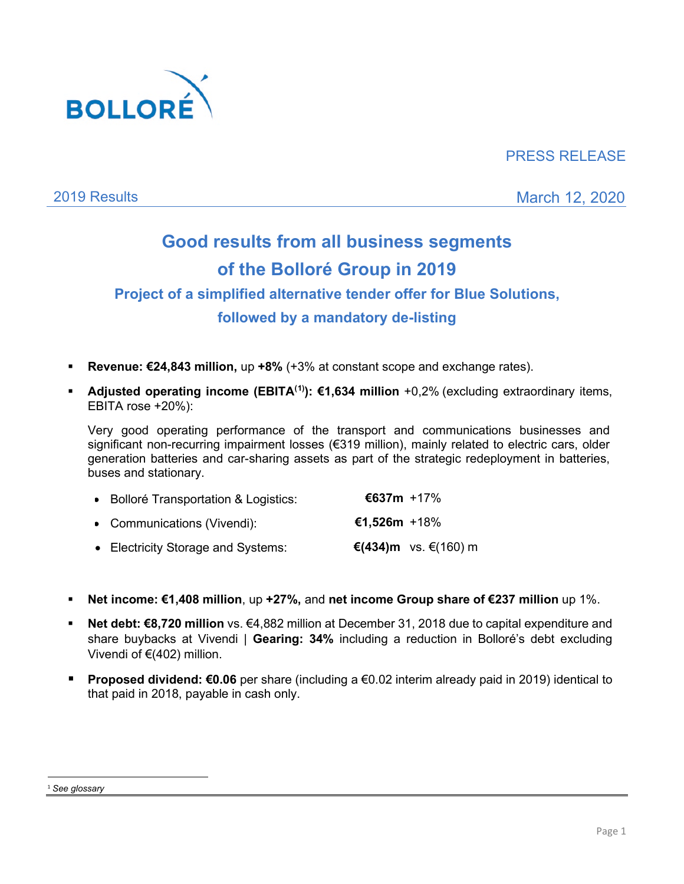BOLLORÉ

PRESS RELEASE

2019 Results

March 12, 2020

# Good results from all business segments of the Bolloré Group in 2019

## Project of a simplified alternative tender offer for Blue Solutions, followed by a mandatory de-listing

- **Revenue: €24,843 million,** up **+8%** (+3% at constant scope and exchange rates).
- **Adjusted operating income (EBITA[1]): €1,634 million** +0,2% (excluding extraordinary items, EBITA rose +20%):

  Very good operating performance of the transport and communications businesses and significant non-recurring impairment losses (€319 million), mainly related to electric cars, older generation batteries and car-sharing assets as part of the strategic redeployment in batteries, buses and stationary.

  - Bolloré Transportation & Logistics: **€637m** +17%
  - Communications (Vivendi): **€1,526m** +18%
  - Electricity Storage and Systems: **€(434)m** vs. €(160) m

- **Net income: €1,408 million**, up **+27%,** and **net income Group share of €237 million** up 1%.
- **Net debt: €8,720 million** vs. €4,882 million at December 31, 2018 due to capital expenditure and share buybacks at Vivendi | **Gearing: 34%** including a reduction in Bolloré's debt excluding Vivendi of €(402) million.
- **Proposed dividend: €0.06** per share (including a €0.02 interim already paid in 2019) identical to that paid in 2018, payable in cash only.

---

[1] *See glossary*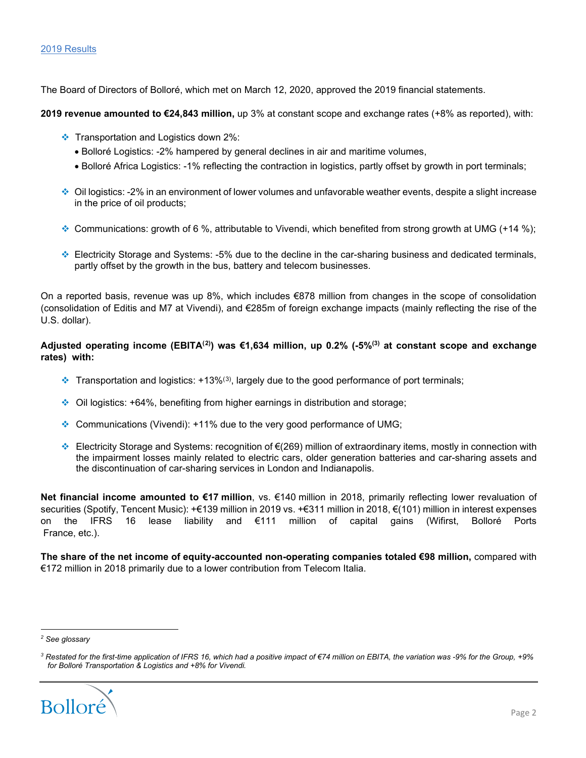2019 Results

The Board of Directors of Bolloré, which met on March 12, 2020, approved the 2019 financial statements.

**2019 revenue amounted to €24,843 million,** up 3% at constant scope and exchange rates (+8% as reported), with:

- Transportation and Logistics down 2%:
  - Bolloré Logistics: -2% hampered by general declines in air and maritime volumes,
  - Bolloré Africa Logistics: -1% reflecting the contraction in logistics, partly offset by growth in port terminals;
- Oil logistics: -2% in an environment of lower volumes and unfavorable weather events, despite a slight increase in the price of oil products;
- Communications: growth of 6 %, attributable to Vivendi, which benefited from strong growth at UMG (+14 %);
- Electricity Storage and Systems: -5% due to the decline in the car-sharing business and dedicated terminals, partly offset by the growth in the bus, battery and telecom businesses.

On a reported basis, revenue was up 8%, which includes €878 million from changes in the scope of consolidation (consolidation of Editis and M7 at Vivendi), and €285m of foreign exchange impacts (mainly reflecting the rise of the U.S. dollar).

**Adjusted operating income (EBITA[2]) was €1,634 million, up 0.2% (-5%[3] at constant scope and exchange rates) with:**

- Transportation and logistics: +13%[3], largely due to the good performance of port terminals;
- Oil logistics: +64%, benefiting from higher earnings in distribution and storage;
- Communications (Vivendi): +11% due to the very good performance of UMG;
- Electricity Storage and Systems: recognition of €(269) million of extraordinary items, mostly in connection with the impairment losses mainly related to electric cars, older generation batteries and car-sharing assets and the discontinuation of car-sharing services in London and Indianapolis.

**Net financial income amounted to €17 million**, vs. €140 million in 2018, primarily reflecting lower revaluation of securities (Spotify, Tencent Music): +€139 million in 2019 vs. +€311 million in 2018, €(101) million in interest expenses on the IFRS 16 lease liability and €111 million of capital gains (Wifirst, Bolloré Ports France, etc.).

**The share of the net income of equity-accounted non-operating companies totaled €98 million,** compared with €172 million in 2018 primarily due to a lower contribution from Telecom Italia.

---

[2] *See glossary*

[3] *Restated for the first-time application of IFRS 16, which had a positive impact of €74 million on EBITA, the variation was -9% for the Group, +9% for Bolloré Transportation & Logistics and +8% for Vivendi.*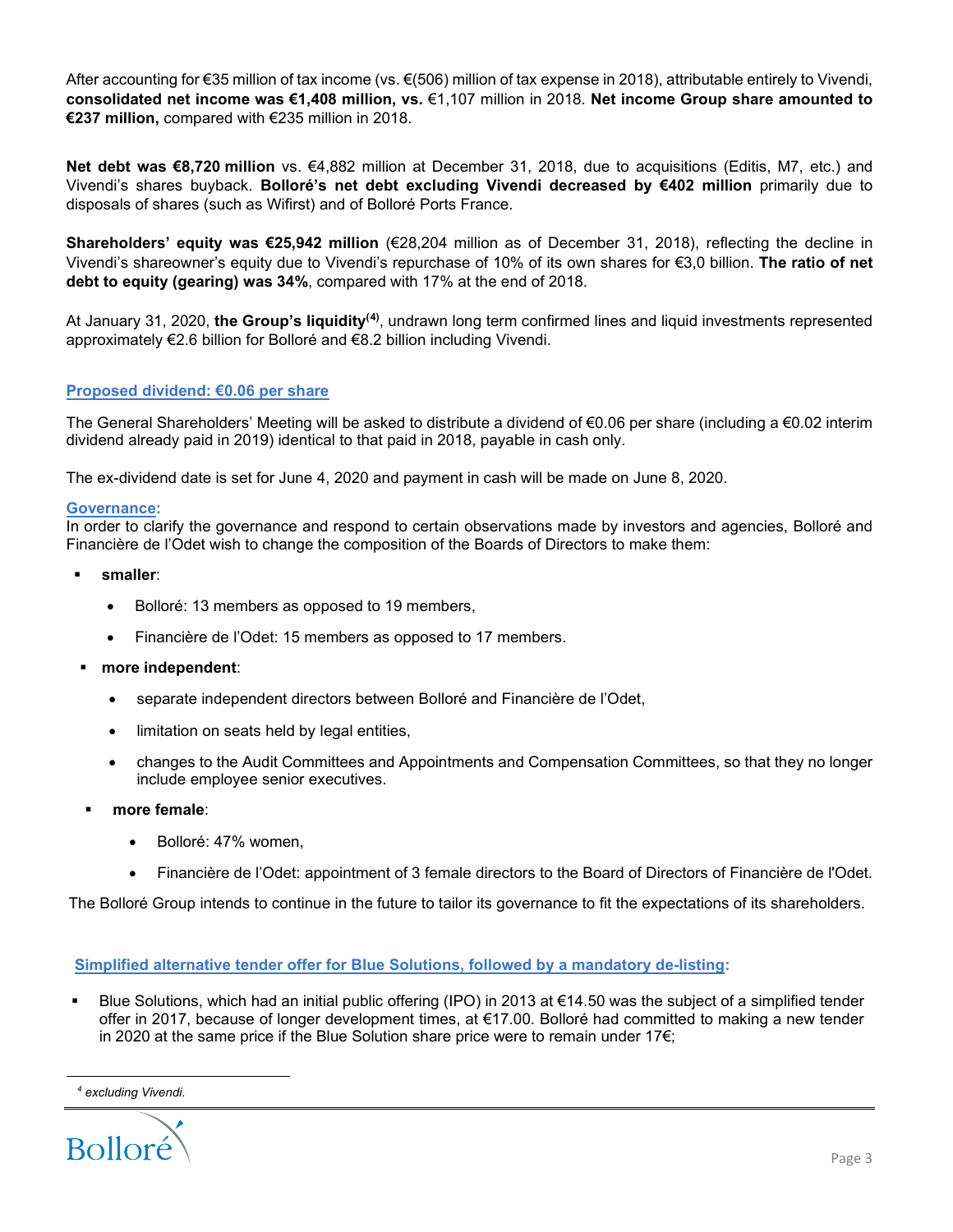After accounting for €35 million of tax income (vs. €(506) million of tax expense in 2018), attributable entirely to Vivendi, **consolidated net income was €1,408 million, vs.** €1,107 million in 2018. **Net income Group share amounted to €237 million,** compared with €235 million in 2018.

**Net debt was €8,720 million** vs. €4,882 million at December 31, 2018, due to acquisitions (Editis, M7, etc.) and Vivendi's shares buyback. **Bolloré's net debt excluding Vivendi decreased by €402 million** primarily due to disposals of shares (such as Wifirst) and of Bolloré Ports France.

**Shareholders' equity was €25,942 million** (€28,204 million as of December 31, 2018), reflecting the decline in Vivendi's shareowner's equity due to Vivendi's repurchase of 10% of its own shares for €3,0 billion. **The ratio of net debt to equity (gearing) was 34%**, compared with 17% at the end of 2018.

At January 31, 2020, **the Group's liquidity[4]**, undrawn long term confirmed lines and liquid investments represented approximately €2.6 billion for Bolloré and €8.2 billion including Vivendi.

## Proposed dividend: €0.06 per share

The General Shareholders' Meeting will be asked to distribute a dividend of €0.06 per share (including a €0.02 interim dividend already paid in 2019) identical to that paid in 2018, payable in cash only.

The ex-dividend date is set for June 4, 2020 and payment in cash will be made on June 8, 2020.

## Governance:

In order to clarify the governance and respond to certain observations made by investors and agencies, Bolloré and Financière de l'Odet wish to change the composition of the Boards of Directors to make them:

- **smaller**:
  - Bolloré: 13 members as opposed to 19 members,
  - Financière de l'Odet: 15 members as opposed to 17 members.
- **more independent**:
  - separate independent directors between Bolloré and Financière de l'Odet,
  - limitation on seats held by legal entities,
  - changes to the Audit Committees and Appointments and Compensation Committees, so that they no longer include employee senior executives.
- **more female**:
  - Bolloré: 47% women,
  - Financière de l'Odet: appointment of 3 female directors to the Board of Directors of Financière de l'Odet.

The Bolloré Group intends to continue in the future to tailor its governance to fit the expectations of its shareholders.

## Simplified alternative tender offer for Blue Solutions, followed by a mandatory de-listing:

- Blue Solutions, which had an initial public offering (IPO) in 2013 at €14.50 was the subject of a simplified tender offer in 2017, because of longer development times, at €17.00. Bolloré had committed to making a new tender in 2020 at the same price if the Blue Solution share price were to remain under 17€;

[4] *excluding Vivendi.*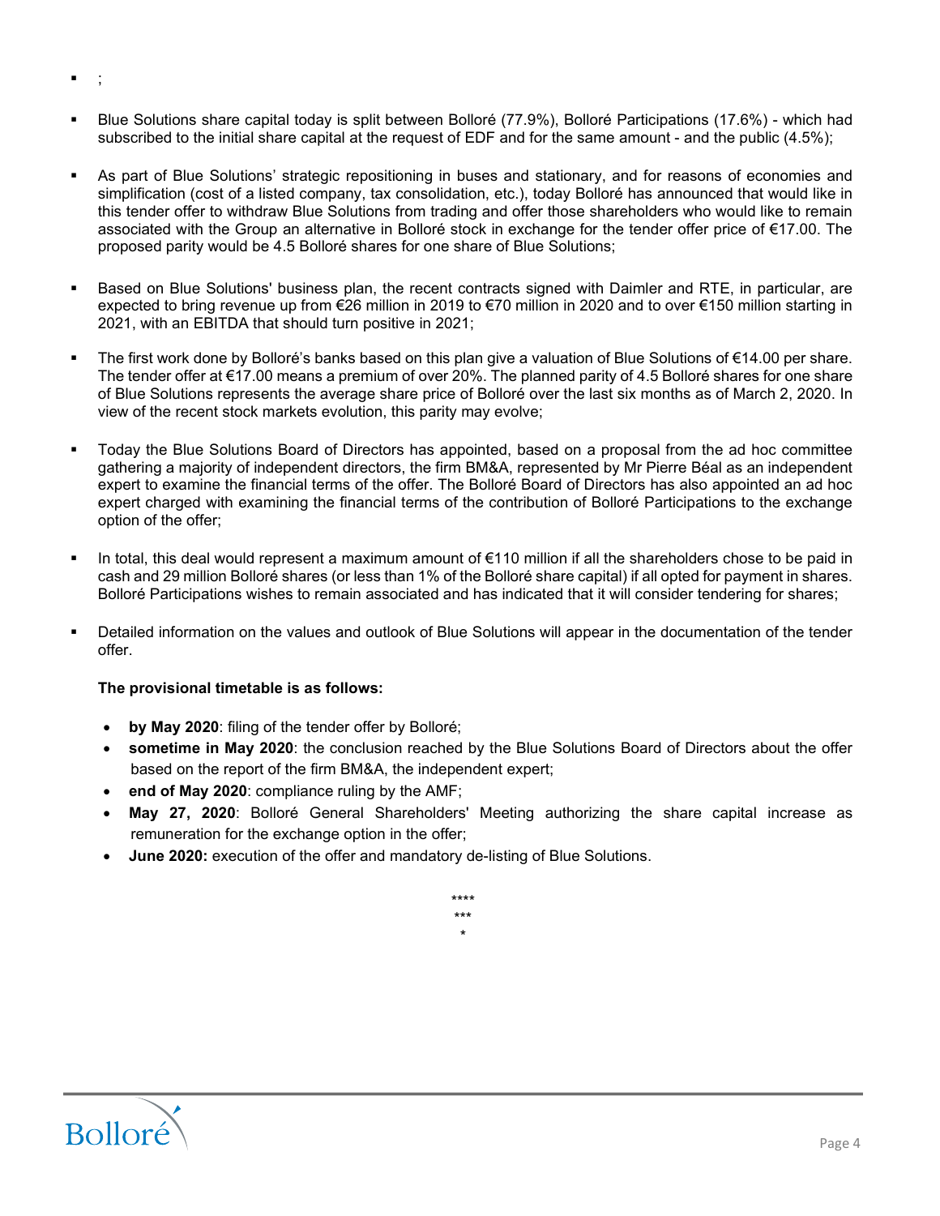- ;

- Blue Solutions share capital today is split between Bolloré (77.9%), Bolloré Participations (17.6%) - which had subscribed to the initial share capital at the request of EDF and for the same amount - and the public (4.5%);

- As part of Blue Solutions' strategic repositioning in buses and stationary, and for reasons of economies and simplification (cost of a listed company, tax consolidation, etc.), today Bolloré has announced that would like in this tender offer to withdraw Blue Solutions from trading and offer those shareholders who would like to remain associated with the Group an alternative in Bolloré stock in exchange for the tender offer price of €17.00. The proposed parity would be 4.5 Bolloré shares for one share of Blue Solutions;

- Based on Blue Solutions' business plan, the recent contracts signed with Daimler and RTE, in particular, are expected to bring revenue up from €26 million in 2019 to €70 million in 2020 and to over €150 million starting in 2021, with an EBITDA that should turn positive in 2021;

- The first work done by Bolloré's banks based on this plan give a valuation of Blue Solutions of €14.00 per share. The tender offer at €17.00 means a premium of over 20%. The planned parity of 4.5 Bolloré shares for one share of Blue Solutions represents the average share price of Bolloré over the last six months as of March 2, 2020. In view of the recent stock markets evolution, this parity may evolve;

- Today the Blue Solutions Board of Directors has appointed, based on a proposal from the ad hoc committee gathering a majority of independent directors, the firm BM&A, represented by Mr Pierre Béal as an independent expert to examine the financial terms of the offer. The Bolloré Board of Directors has also appointed an ad hoc expert charged with examining the financial terms of the contribution of Bolloré Participations to the exchange option of the offer;

- In total, this deal would represent a maximum amount of €110 million if all the shareholders chose to be paid in cash and 29 million Bolloré shares (or less than 1% of the Bolloré share capital) if all opted for payment in shares. Bolloré Participations wishes to remain associated and has indicated that it will consider tendering for shares;

- Detailed information on the values and outlook of Blue Solutions will appear in the documentation of the tender offer.

**The provisional timetable is as follows:**

- **by May 2020**: filing of the tender offer by Bolloré;
- **sometime in May 2020**: the conclusion reached by the Blue Solutions Board of Directors about the offer based on the report of the firm BM&A, the independent expert;
- **end of May 2020**: compliance ruling by the AMF;
- **May 27, 2020**: Bolloré General Shareholders' Meeting authorizing the share capital increase as remuneration for the exchange option in the offer;
- **June 2020:** execution of the offer and mandatory de-listing of Blue Solutions.

\*\*\*\*
\*\*\*
\*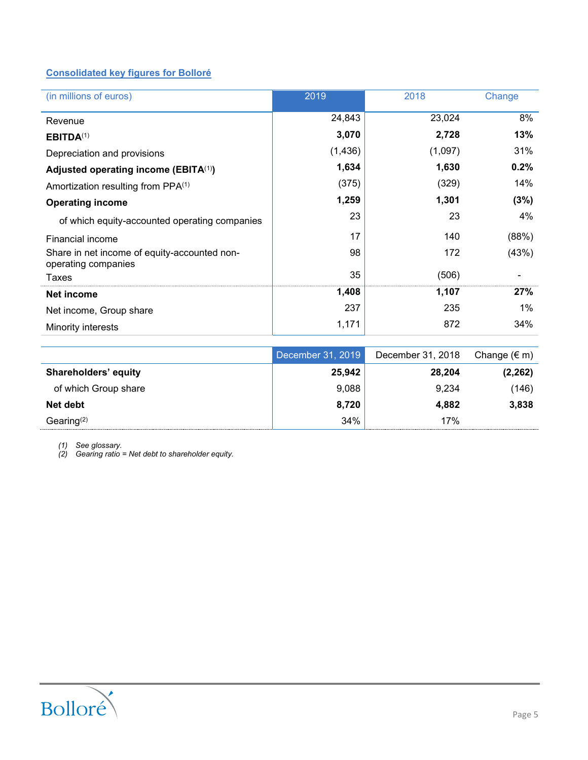## Consolidated key figures for Bolloré

| (in millions of euros) | 2019 | 2018 | Change |
|---|---|---|---|
| Revenue | 24,843 | 23,024 | 8% |
| **EBITDA[(1)]** | **3,070** | **2,728** | **13%** |
| Depreciation and provisions | (1,436) | (1,097) | 31% |
| **Adjusted operating income (EBITA[(1)])** | **1,634** | **1,630** | **0.2%** |
| Amortization resulting from PPA[(1)] | (375) | (329) | 14% |
| **Operating income** | **1,259** | **1,301** | **(3%)** |
| of which equity-accounted operating companies | 23 | 23 | 4% |
| Financial income | 17 | 140 | (88%) |
| Share in net income of equity-accounted non-operating companies | 98 | 172 | (43%) |
| Taxes | 35 | (506) | - |
| **Net income** | **1,408** | **1,107** | **27%** |
| Net income, Group share | 237 | 235 | 1% |
| Minority interests | 1,171 | 872 | 34% |

| | December 31, 2019 | December 31, 2018 | Change (€ m) |
|---|---|---|---|
| **Shareholders' equity** | **25,942** | **28,204** | **(2,262)** |
| of which Group share | 9,088 | 9,234 | (146) |
| **Net debt** | **8,720** | **4,882** | **3,838** |
| Gearing[(2)] | 34% | 17% | |

*(1) See glossary.*
*(2) Gearing ratio = Net debt to shareholder equity.*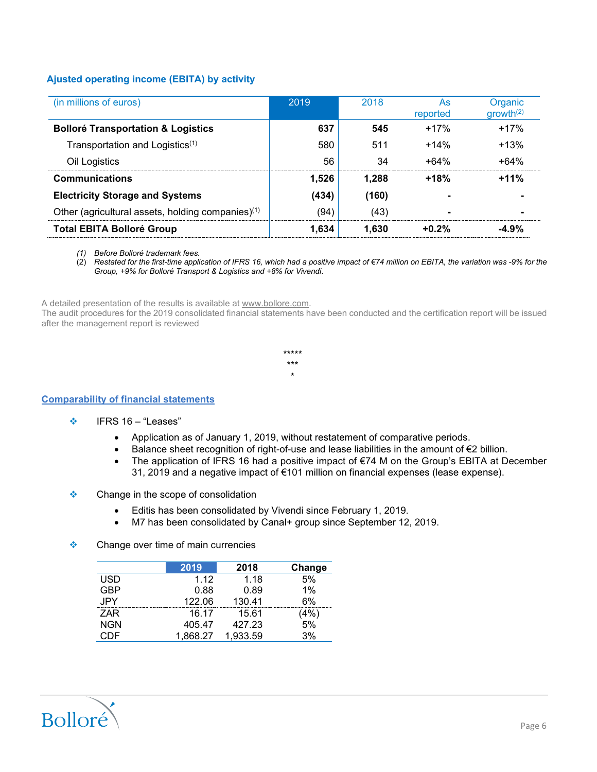### Ajusted operating income (EBITA) by activity

| (in millions of euros) | 2019 | 2018 | As reported | Organic growth[2] |
|---|---|---|---|---|
| **Bolloré Transportation & Logistics** | **637** | **545** | +17% | +17% |
| Transportation and Logistics[1] | 580 | 511 | +14% | +13% |
| Oil Logistics | 56 | 34 | +64% | +64% |
| **Communications** | **1,526** | **1,288** | **+18%** | **+11%** |
| **Electricity Storage and Systems** | **(434)** | **(160)** | **-** | **-** |
| Other (agricultural assets, holding companies)[1] | (94) | (43) | **-** | **-** |
| **Total EBITA Bolloré Group** | **1,634** | **1,630** | **+0.2%** | **-4.9%** |

(1) *Before Bolloré trademark fees.*
(2) *Restated for the first-time application of IFRS 16, which had a positive impact of €74 million on EBITA, the variation was -9% for the Group, +9% for Bolloré Transport & Logistics and +8% for Vivendi.*

A detailed presentation of the results is available at www.bollore.com.
The audit procedures for the 2019 consolidated financial statements have been conducted and the certification report will be issued after the management report is reviewed

*****
***
*

## Comparability of financial statements

- IFRS 16 – "Leases"
  - Application as of January 1, 2019, without restatement of comparative periods.
  - Balance sheet recognition of right-of-use and lease liabilities in the amount of €2 billion.
  - The application of IFRS 16 had a positive impact of €74 M on the Group's EBITA at December 31, 2019 and a negative impact of €101 million on financial expenses (lease expense).

- Change in the scope of consolidation
  - Editis has been consolidated by Vivendi since February 1, 2019.
  - M7 has been consolidated by Canal+ group since September 12, 2019.

- Change over time of main currencies

| | 2019 | 2018 | Change |
|---|---|---|---|
| USD | 1.12 | 1.18 | 5% |
| GBP | 0.88 | 0.89 | 1% |
| JPY | 122.06 | 130.41 | 6% |
| ZAR | 16.17 | 15.61 | (4%) |
| NGN | 405.47 | 427.23 | 5% |
| CDF | 1,868.27 | 1,933.59 | 3% |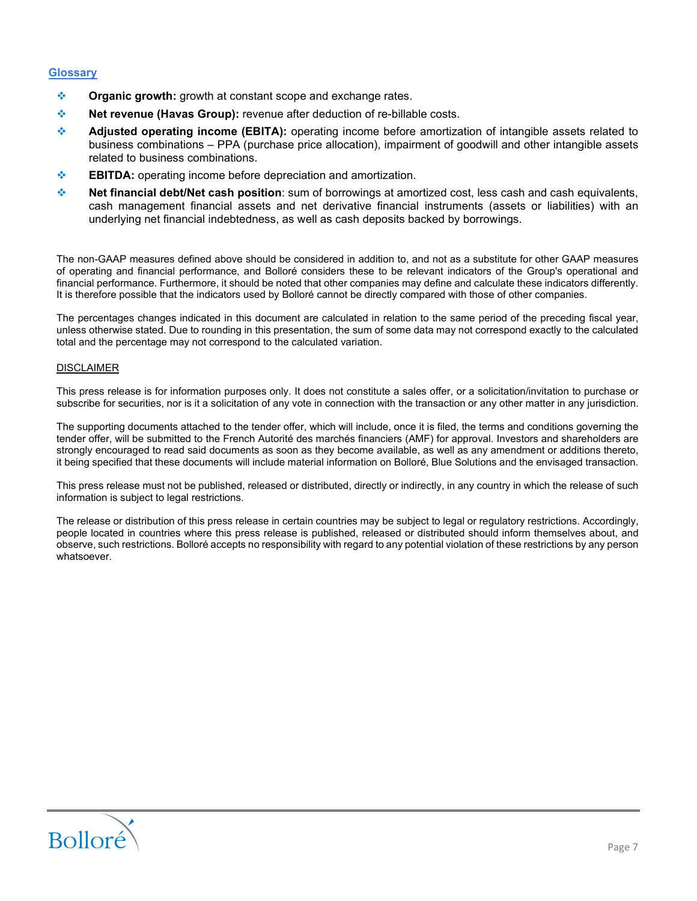## Glossary

- **Organic growth:** growth at constant scope and exchange rates.
- **Net revenue (Havas Group):** revenue after deduction of re-billable costs.
- **Adjusted operating income (EBITA):** operating income before amortization of intangible assets related to business combinations – PPA (purchase price allocation), impairment of goodwill and other intangible assets related to business combinations.
- **EBITDA:** operating income before depreciation and amortization.
- **Net financial debt/Net cash position**: sum of borrowings at amortized cost, less cash and cash equivalents, cash management financial assets and net derivative financial instruments (assets or liabilities) with an underlying net financial indebtedness, as well as cash deposits backed by borrowings.

The non-GAAP measures defined above should be considered in addition to, and not as a substitute for other GAAP measures of operating and financial performance, and Bolloré considers these to be relevant indicators of the Group's operational and financial performance. Furthermore, it should be noted that other companies may define and calculate these indicators differently. It is therefore possible that the indicators used by Bolloré cannot be directly compared with those of other companies.

The percentages changes indicated in this document are calculated in relation to the same period of the preceding fiscal year, unless otherwise stated. Due to rounding in this presentation, the sum of some data may not correspond exactly to the calculated total and the percentage may not correspond to the calculated variation.

DISCLAIMER

This press release is for information purposes only. It does not constitute a sales offer, or a solicitation/invitation to purchase or subscribe for securities, nor is it a solicitation of any vote in connection with the transaction or any other matter in any jurisdiction.

The supporting documents attached to the tender offer, which will include, once it is filed, the terms and conditions governing the tender offer, will be submitted to the French Autorité des marchés financiers (AMF) for approval. Investors and shareholders are strongly encouraged to read said documents as soon as they become available, as well as any amendment or additions thereto, it being specified that these documents will include material information on Bolloré, Blue Solutions and the envisaged transaction.

This press release must not be published, released or distributed, directly or indirectly, in any country in which the release of such information is subject to legal restrictions.

The release or distribution of this press release in certain countries may be subject to legal or regulatory restrictions. Accordingly, people located in countries where this press release is published, released or distributed should inform themselves about, and observe, such restrictions. Bolloré accepts no responsibility with regard to any potential violation of these restrictions by any person whatsoever.